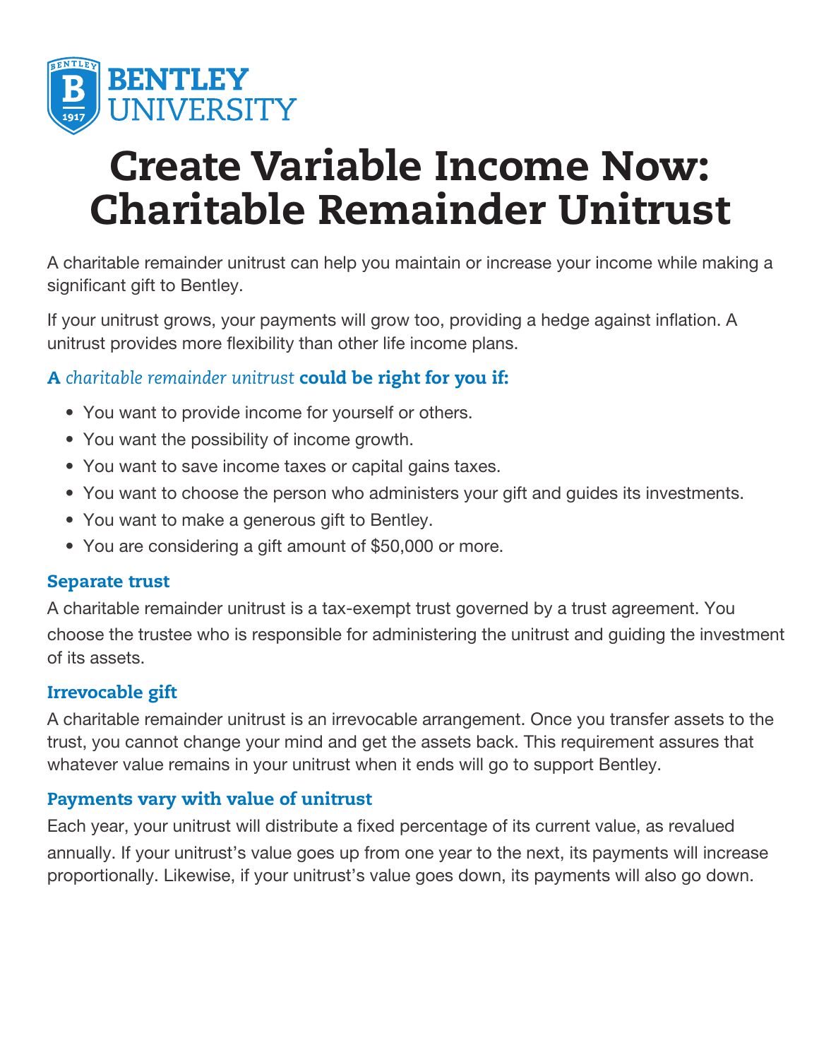BENTLEY UNIVERSITY

# Create Variable Income Now: Charitable Remainder Unitrust

A charitable remainder unitrust can help you maintain or increase your income while making a significant gift to Bentley.

If your unitrust grows, your payments will grow too, providing a hedge against inflation. A unitrust provides more flexibility than other life income plans.

### **A *charitable remainder unitrust* could be right for you if:**

- You want to provide income for yourself or others.
- You want the possibility of income growth.
- You want to save income taxes or capital gains taxes.
- You want to choose the person who administers your gift and guides its investments.
- You want to make a generous gift to Bentley.
- You are considering a gift amount of $50,000 or more.

### Separate trust

A charitable remainder unitrust is a tax-exempt trust governed by a trust agreement. You choose the trustee who is responsible for administering the unitrust and guiding the investment of its assets.

### Irrevocable gift

A charitable remainder unitrust is an irrevocable arrangement. Once you transfer assets to the trust, you cannot change your mind and get the assets back. This requirement assures that whatever value remains in your unitrust when it ends will go to support Bentley.

### Payments vary with value of unitrust

Each year, your unitrust will distribute a fixed percentage of its current value, as revalued annually. If your unitrust's value goes up from one year to the next, its payments will increase proportionally. Likewise, if your unitrust's value goes down, its payments will also go down.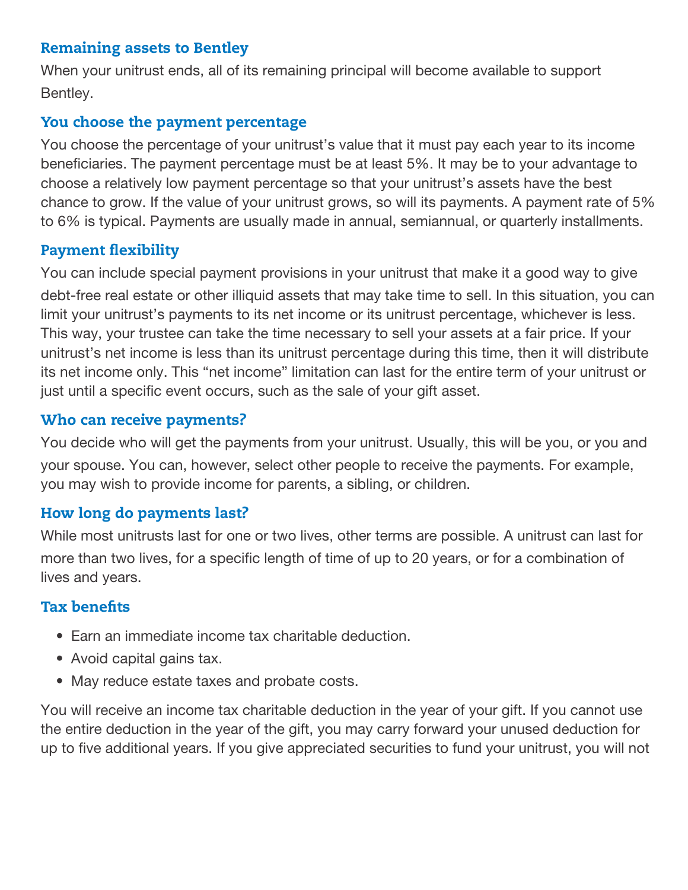### Remaining assets to Bentley

When your unitrust ends, all of its remaining principal will become available to support Bentley.

### You choose the payment percentage

You choose the percentage of your unitrust's value that it must pay each year to its income beneficiaries. The payment percentage must be at least 5%. It may be to your advantage to choose a relatively low payment percentage so that your unitrust's assets have the best chance to grow. If the value of your unitrust grows, so will its payments. A payment rate of 5% to 6% is typical. Payments are usually made in annual, semiannual, or quarterly installments.

### Payment flexibility

You can include special payment provisions in your unitrust that make it a good way to give debt-free real estate or other illiquid assets that may take time to sell. In this situation, you can limit your unitrust's payments to its net income or its unitrust percentage, whichever is less. This way, your trustee can take the time necessary to sell your assets at a fair price. If your unitrust's net income is less than its unitrust percentage during this time, then it will distribute its net income only. This "net income" limitation can last for the entire term of your unitrust or just until a specific event occurs, such as the sale of your gift asset.

### Who can receive payments?

You decide who will get the payments from your unitrust. Usually, this will be you, or you and your spouse. You can, however, select other people to receive the payments. For example, you may wish to provide income for parents, a sibling, or children.

### How long do payments last?

While most unitrusts last for one or two lives, other terms are possible. A unitrust can last for more than two lives, for a specific length of time of up to 20 years, or for a combination of lives and years.

### Tax benefits

- Earn an immediate income tax charitable deduction.
- Avoid capital gains tax.
- May reduce estate taxes and probate costs.

You will receive an income tax charitable deduction in the year of your gift. If you cannot use the entire deduction in the year of the gift, you may carry forward your unused deduction for up to five additional years. If you give appreciated securities to fund your unitrust, you will not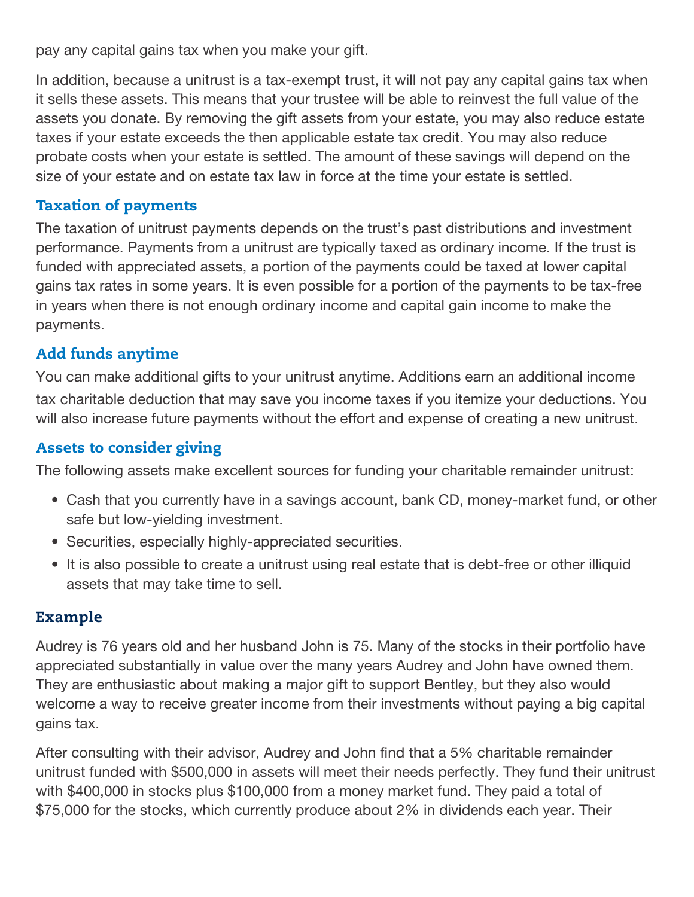pay any capital gains tax when you make your gift.

In addition, because a unitrust is a tax-exempt trust, it will not pay any capital gains tax when it sells these assets. This means that your trustee will be able to reinvest the full value of the assets you donate. By removing the gift assets from your estate, you may also reduce estate taxes if your estate exceeds the then applicable estate tax credit. You may also reduce probate costs when your estate is settled. The amount of these savings will depend on the size of your estate and on estate tax law in force at the time your estate is settled.

### Taxation of payments

The taxation of unitrust payments depends on the trust's past distributions and investment performance. Payments from a unitrust are typically taxed as ordinary income. If the trust is funded with appreciated assets, a portion of the payments could be taxed at lower capital gains tax rates in some years. It is even possible for a portion of the payments to be tax-free in years when there is not enough ordinary income and capital gain income to make the payments.

### Add funds anytime

You can make additional gifts to your unitrust anytime. Additions earn an additional income tax charitable deduction that may save you income taxes if you itemize your deductions. You will also increase future payments without the effort and expense of creating a new unitrust.

### Assets to consider giving

The following assets make excellent sources for funding your charitable remainder unitrust:

- Cash that you currently have in a savings account, bank CD, money-market fund, or other safe but low-yielding investment.
- Securities, especially highly-appreciated securities.
- It is also possible to create a unitrust using real estate that is debt-free or other illiquid assets that may take time to sell.

## Example

Audrey is 76 years old and her husband John is 75. Many of the stocks in their portfolio have appreciated substantially in value over the many years Audrey and John have owned them. They are enthusiastic about making a major gift to support Bentley, but they also would welcome a way to receive greater income from their investments without paying a big capital gains tax.

After consulting with their advisor, Audrey and John find that a 5% charitable remainder unitrust funded with $500,000 in assets will meet their needs perfectly. They fund their unitrust with $400,000 in stocks plus $100,000 from a money market fund. They paid a total of $75,000 for the stocks, which currently produce about 2% in dividends each year. Their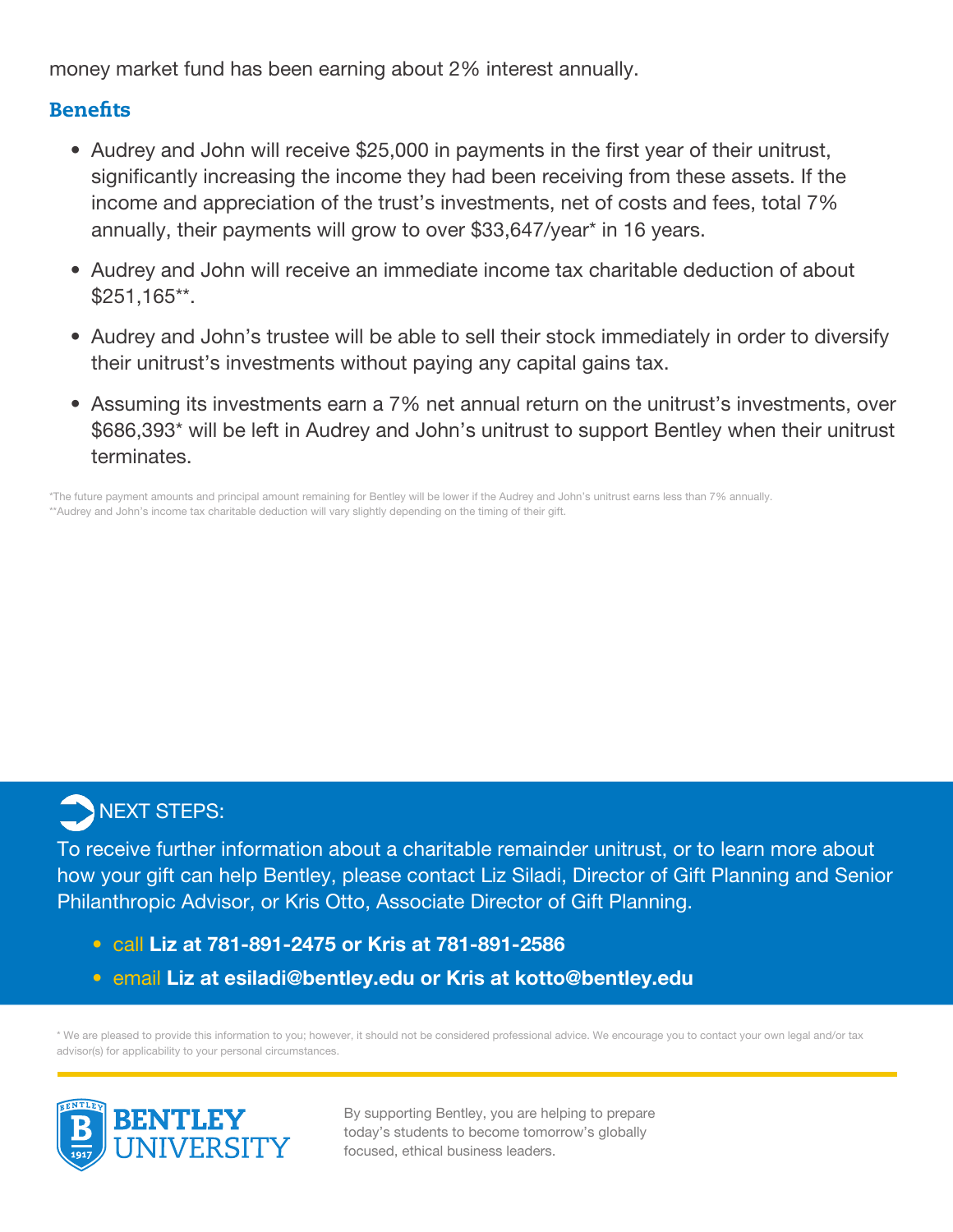money market fund has been earning about 2% interest annually.

## Benefits

- Audrey and John will receive $25,000 in payments in the first year of their unitrust, significantly increasing the income they had been receiving from these assets. If the income and appreciation of the trust's investments, net of costs and fees, total 7% annually, their payments will grow to over $33,647/year* in 16 years.
- Audrey and John will receive an immediate income tax charitable deduction of about $251,165**.
- Audrey and John's trustee will be able to sell their stock immediately in order to diversify their unitrust's investments without paying any capital gains tax.
- Assuming its investments earn a 7% net annual return on the unitrust's investments, over $686,393* will be left in Audrey and John's unitrust to support Bentley when their unitrust terminates.

*The future payment amounts and principal amount remaining for Bentley will be lower if the Audrey and John's unitrust earns less than 7% annually.
**Audrey and John's income tax charitable deduction will vary slightly depending on the timing of their gift.

## NEXT STEPS:

To receive further information about a charitable remainder unitrust, or to learn more about how your gift can help Bentley, please contact Liz Siladi, Director of Gift Planning and Senior Philanthropic Advisor, or Kris Otto, Associate Director of Gift Planning.

- call **Liz at 781-891-2475 or Kris at 781-891-2586**
- email **Liz at esiladi@bentley.edu or Kris at kotto@bentley.edu**

* We are pleased to provide this information to you; however, it should not be considered professional advice. We encourage you to contact your own legal and/or tax advisor(s) for applicability to your personal circumstances.

BENTLEY UNIVERSITY

By supporting Bentley, you are helping to prepare today's students to become tomorrow's globally focused, ethical business leaders.